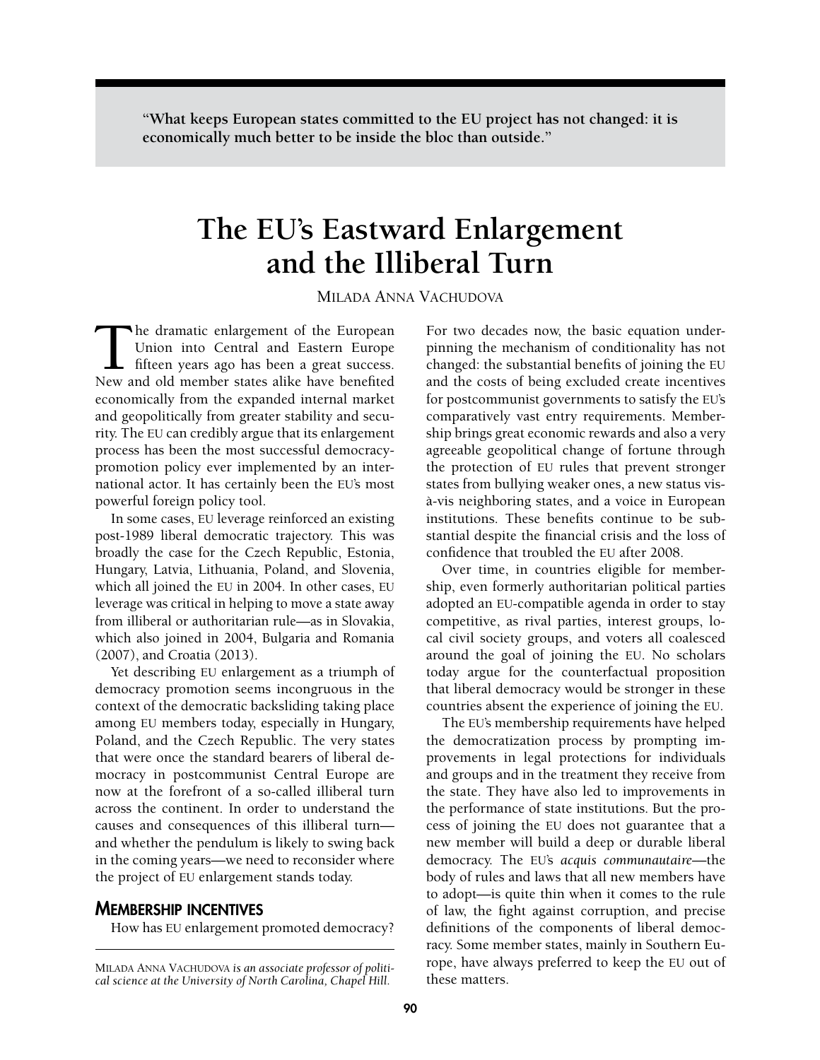> "What keeps European states committed to the EU project has not changed: it is economically much better to be inside the bloc than outside."

# The EU's Eastward Enlargement and the Illiberal Turn

MILADA ANNA VACHUDOVA

The dramatic enlargement of the European Union into Central and Eastern Europe fifteen years ago has been a great success. New and old member states alike have benefited economically from the expanded internal market and geopolitically from greater stability and security. The EU can credibly argue that its enlargement process has been the most successful democracy-promotion policy ever implemented by an international actor. It has certainly been the EU's most powerful foreign policy tool.

In some cases, EU leverage reinforced an existing post-1989 liberal democratic trajectory. This was broadly the case for the Czech Republic, Estonia, Hungary, Latvia, Lithuania, Poland, and Slovenia, which all joined the EU in 2004. In other cases, EU leverage was critical in helping to move a state away from illiberal or authoritarian rule—as in Slovakia, which also joined in 2004, Bulgaria and Romania (2007), and Croatia (2013).

Yet describing EU enlargement as a triumph of democracy promotion seems incongruous in the context of the democratic backsliding taking place among EU members today, especially in Hungary, Poland, and the Czech Republic. The very states that were once the standard bearers of liberal democracy in postcommunist Central Europe are now at the forefront of a so-called illiberal turn across the continent. In order to understand the causes and consequences of this illiberal turn—and whether the pendulum is likely to swing back in the coming years—we need to reconsider where the project of EU enlargement stands today.

## MEMBERSHIP INCENTIVES

How has EU enlargement promoted democracy? For two decades now, the basic equation underpinning the mechanism of conditionality has not changed: the substantial benefits of joining the EU and the costs of being excluded create incentives for postcommunist governments to satisfy the EU's comparatively vast entry requirements. Membership brings great economic rewards and also a very agreeable geopolitical change of fortune through the protection of EU rules that prevent stronger states from bullying weaker ones, a new status vis-à-vis neighboring states, and a voice in European institutions. These benefits continue to be substantial despite the financial crisis and the loss of confidence that troubled the EU after 2008.

Over time, in countries eligible for membership, even formerly authoritarian political parties adopted an EU-compatible agenda in order to stay competitive, as rival parties, interest groups, local civil society groups, and voters all coalesced around the goal of joining the EU. No scholars today argue for the counterfactual proposition that liberal democracy would be stronger in these countries absent the experience of joining the EU.

The EU's membership requirements have helped the democratization process by prompting improvements in legal protections for individuals and groups and in the treatment they receive from the state. They have also led to improvements in the performance of state institutions. But the process of joining the EU does not guarantee that a new member will build a deep or durable liberal democracy. The EU's *acquis communautaire*—the body of rules and laws that all new members have to adopt—is quite thin when it comes to the rule of law, the fight against corruption, and precise definitions of the components of liberal democracy. Some member states, mainly in Southern Europe, have always preferred to keep the EU out of these matters.

---

*MILADA ANNA VACHUDOVA is an associate professor of political science at the University of North Carolina, Chapel Hill.*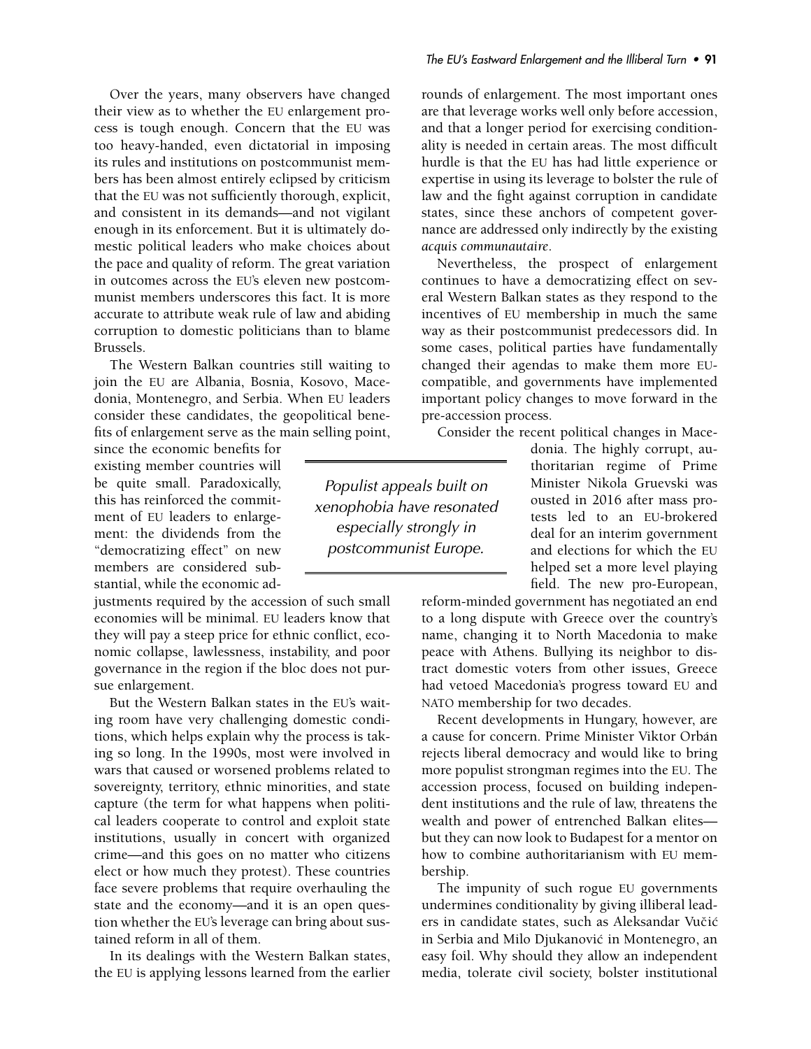Over the years, many observers have changed their view as to whether the EU enlargement process is tough enough. Concern that the EU was too heavy-handed, even dictatorial in imposing its rules and institutions on postcommunist members has been almost entirely eclipsed by criticism that the EU was not sufficiently thorough, explicit, and consistent in its demands—and not vigilant enough in its enforcement. But it is ultimately domestic political leaders who make choices about the pace and quality of reform. The great variation in outcomes across the EU's eleven new postcommunist members underscores this fact. It is more accurate to attribute weak rule of law and abiding corruption to domestic politicians than to blame Brussels.

The Western Balkan countries still waiting to join the EU are Albania, Bosnia, Kosovo, Macedonia, Montenegro, and Serbia. When EU leaders consider these candidates, the geopolitical benefits of enlargement serve as the main selling point, since the economic benefits for existing member countries will be quite small. Paradoxically, this has reinforced the commitment of EU leaders to enlargement: the dividends from the "democratizing effect" on new members are considered substantial, while the economic adjustments required by the accession of such small economies will be minimal. EU leaders know that they will pay a steep price for ethnic conflict, economic collapse, lawlessness, instability, and poor governance in the region if the bloc does not pursue enlargement.

> *Populist appeals built on xenophobia have resonated especially strongly in postcommunist Europe.*

But the Western Balkan states in the EU's waiting room have very challenging domestic conditions, which helps explain why the process is taking so long. In the 1990s, most were involved in wars that caused or worsened problems related to sovereignty, territory, ethnic minorities, and state capture (the term for what happens when political leaders cooperate to control and exploit state institutions, usually in concert with organized crime—and this goes on no matter who citizens elect or how much they protest). These countries face severe problems that require overhauling the state and the economy—and it is an open question whether the EU's leverage can bring about sustained reform in all of them.

In its dealings with the Western Balkan states, the EU is applying lessons learned from the earlier rounds of enlargement. The most important ones are that leverage works well only before accession, and that a longer period for exercising conditionality is needed in certain areas. The most difficult hurdle is that the EU has had little experience or expertise in using its leverage to bolster the rule of law and the fight against corruption in candidate states, since these anchors of competent governance are addressed only indirectly by the existing *acquis communautaire*.

Nevertheless, the prospect of enlargement continues to have a democratizing effect on several Western Balkan states as they respond to the incentives of EU membership in much the same way as their postcommunist predecessors did. In some cases, political parties have fundamentally changed their agendas to make them more EU-compatible, and governments have implemented important policy changes to move forward in the pre-accession process.

Consider the recent political changes in Macedonia. The highly corrupt, authoritarian regime of Prime Minister Nikola Gruevski was ousted in 2016 after mass protests led to an EU-brokered deal for an interim government and elections for which the EU helped set a more level playing field. The new pro-European, reform-minded government has negotiated an end to a long dispute with Greece over the country's name, changing it to North Macedonia to make peace with Athens. Bullying its neighbor to distract domestic voters from other issues, Greece had vetoed Macedonia's progress toward EU and NATO membership for two decades.

Recent developments in Hungary, however, are a cause for concern. Prime Minister Viktor Orbán rejects liberal democracy and would like to bring more populist strongman regimes into the EU. The accession process, focused on building independent institutions and the rule of law, threatens the wealth and power of entrenched Balkan elites—but they can now look to Budapest for a mentor on how to combine authoritarianism with EU membership.

The impunity of such rogue EU governments undermines conditionality by giving illiberal leaders in candidate states, such as Aleksandar Vučić in Serbia and Milo Djukanović in Montenegro, an easy foil. Why should they allow an independent media, tolerate civil society, bolster institutional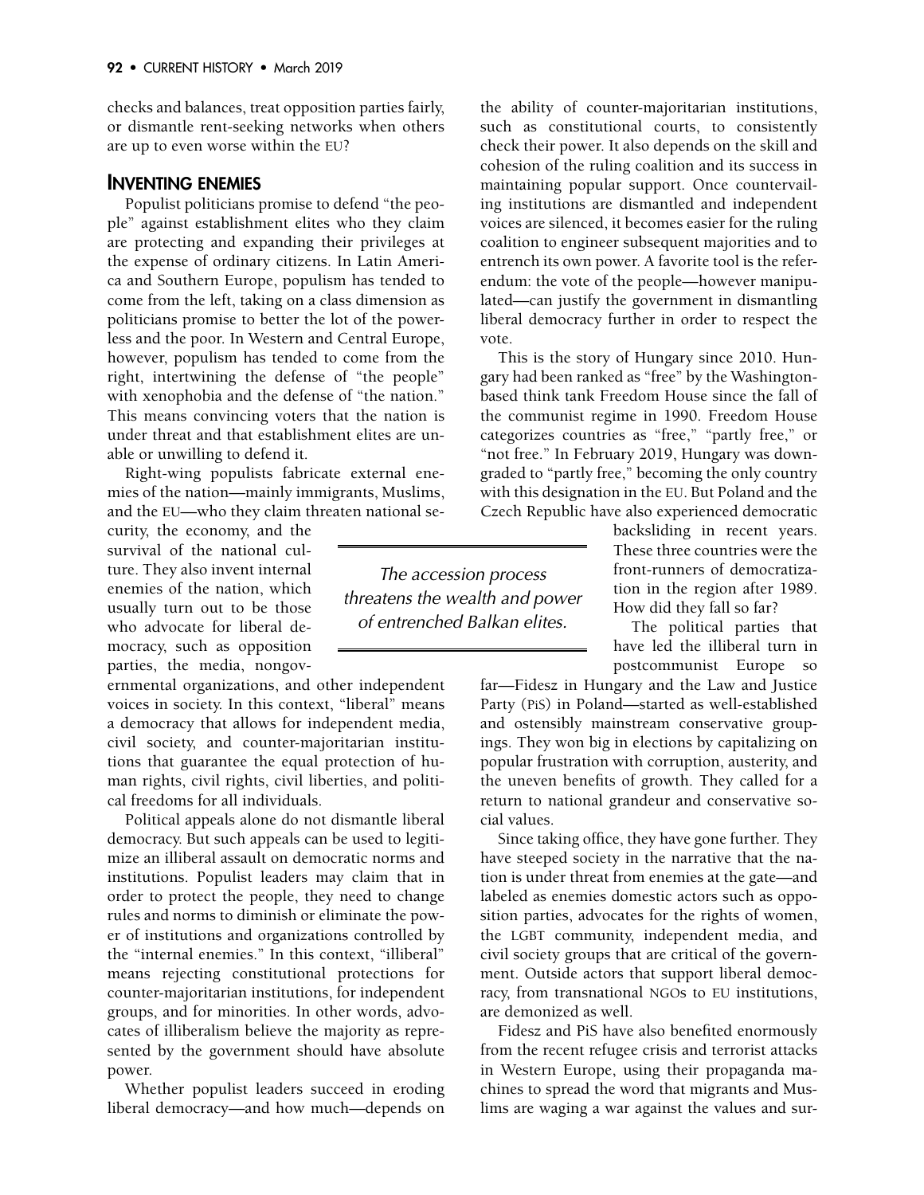checks and balances, treat opposition parties fairly, or dismantle rent-seeking networks when others are up to even worse within the EU?

## Inventing Enemies

Populist politicians promise to defend "the people" against establishment elites who they claim are protecting and expanding their privileges at the expense of ordinary citizens. In Latin America and Southern Europe, populism has tended to come from the left, taking on a class dimension as politicians promise to better the lot of the powerless and the poor. In Western and Central Europe, however, populism has tended to come from the right, intertwining the defense of "the people" with xenophobia and the defense of "the nation." This means convincing voters that the nation is under threat and that establishment elites are unable or unwilling to defend it.

Right-wing populists fabricate external enemies of the nation—mainly immigrants, Muslims, and the EU—who they claim threaten national security, the economy, and the survival of the national culture. They also invent internal enemies of the nation, which usually turn out to be those who advocate for liberal democracy, such as opposition parties, the media, nongovernmental organizations, and other independent voices in society. In this context, "liberal" means a democracy that allows for independent media, civil society, and counter-majoritarian institutions that guarantee the equal protection of human rights, civil rights, civil liberties, and political freedoms for all individuals.

Political appeals alone do not dismantle liberal democracy. But such appeals can be used to legitimize an illiberal assault on democratic norms and institutions. Populist leaders may claim that in order to protect the people, they need to change rules and norms to diminish or eliminate the power of institutions and organizations controlled by the "internal enemies." In this context, "illiberal" means rejecting constitutional protections for counter-majoritarian institutions, for independent groups, and for minorities. In other words, advocates of illiberalism believe the majority as represented by the government should have absolute power.

Whether populist leaders succeed in eroding liberal democracy—and how much—depends on the ability of counter-majoritarian institutions, such as constitutional courts, to consistently check their power. It also depends on the skill and cohesion of the ruling coalition and its success in maintaining popular support. Once countervailing institutions are dismantled and independent voices are silenced, it becomes easier for the ruling coalition to engineer subsequent majorities and to entrench its own power. A favorite tool is the referendum: the vote of the people—however manipulated—can justify the government in dismantling liberal democracy further in order to respect the vote.

This is the story of Hungary since 2010. Hungary had been ranked as "free" by the Washington-based think tank Freedom House since the fall of the communist regime in 1990. Freedom House categorizes countries as "free," "partly free," or "not free." In February 2019, Hungary was downgraded to "partly free," becoming the only country with this designation in the EU. But Poland and the Czech Republic have also experienced democratic backsliding in recent years. These three countries were the front-runners of democratization in the region after 1989. How did they fall so far?

> *The accession process threatens the wealth and power of entrenched Balkan elites.*

The political parties that have led the illiberal turn in postcommunist Europe so far—Fidesz in Hungary and the Law and Justice Party (PiS) in Poland—started as well-established and ostensibly mainstream conservative groupings. They won big in elections by capitalizing on popular frustration with corruption, austerity, and the uneven benefits of growth. They called for a return to national grandeur and conservative social values.

Since taking office, they have gone further. They have steeped society in the narrative that the nation is under threat from enemies at the gate—and labeled as enemies domestic actors such as opposition parties, advocates for the rights of women, the LGBT community, independent media, and civil society groups that are critical of the government. Outside actors that support liberal democracy, from transnational NGOs to EU institutions, are demonized as well.

Fidesz and PiS have also benefited enormously from the recent refugee crisis and terrorist attacks in Western Europe, using their propaganda machines to spread the word that migrants and Muslims are waging a war against the values and sur-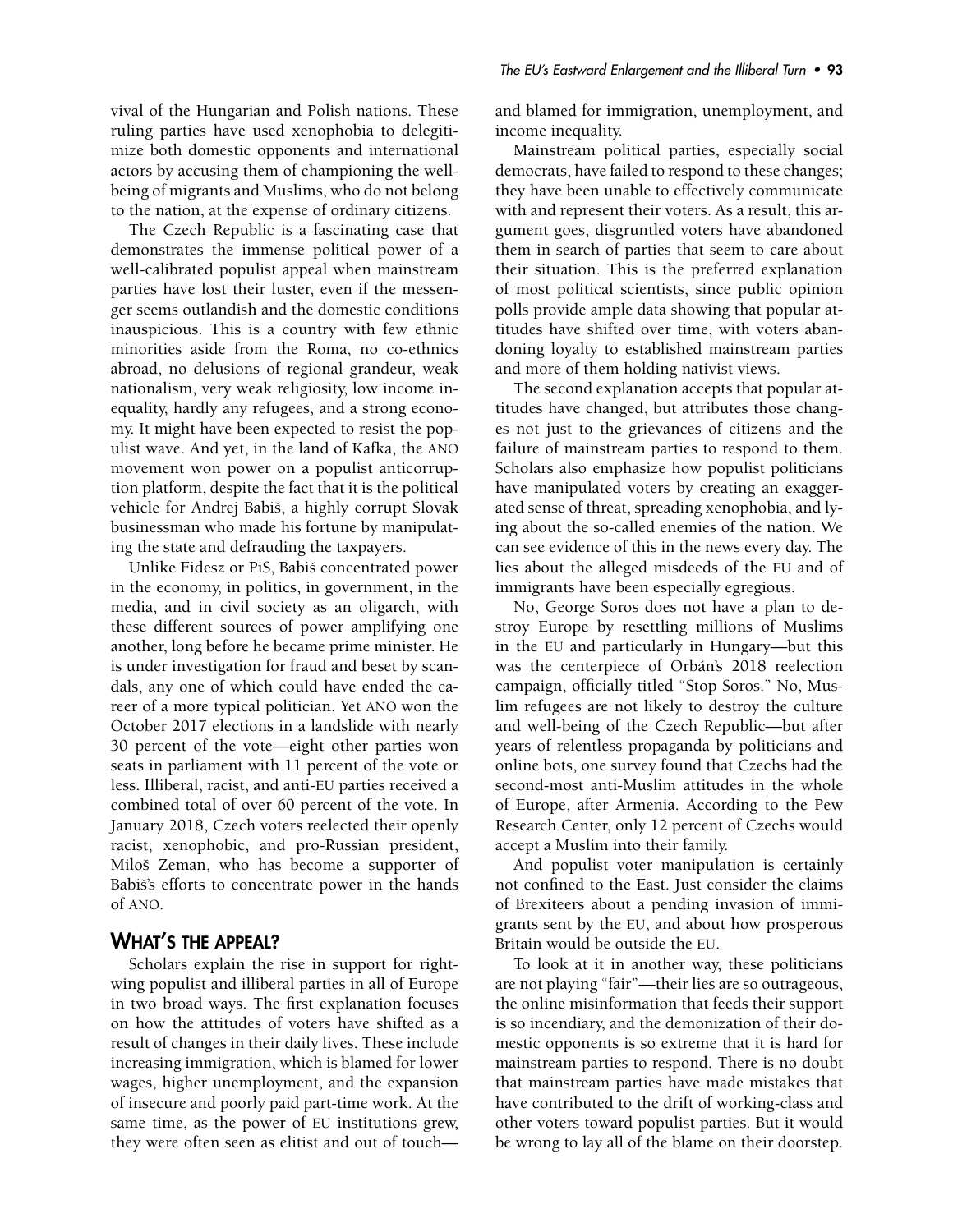vival of the Hungarian and Polish nations. These ruling parties have used xenophobia to delegitimize both domestic opponents and international actors by accusing them of championing the well-being of migrants and Muslims, who do not belong to the nation, at the expense of ordinary citizens.

The Czech Republic is a fascinating case that demonstrates the immense political power of a well-calibrated populist appeal when mainstream parties have lost their luster, even if the messenger seems outlandish and the domestic conditions inauspicious. This is a country with few ethnic minorities aside from the Roma, no co-ethnics abroad, no delusions of regional grandeur, weak nationalism, very weak religiosity, low income inequality, hardly any refugees, and a strong economy. It might have been expected to resist the populist wave. And yet, in the land of Kafka, the ANO movement won power on a populist anticorruption platform, despite the fact that it is the political vehicle for Andrej Babiš, a highly corrupt Slovak businessman who made his fortune by manipulating the state and defrauding the taxpayers.

Unlike Fidesz or PiS, Babiš concentrated power in the economy, in politics, in government, in the media, and in civil society as an oligarch, with these different sources of power amplifying one another, long before he became prime minister. He is under investigation for fraud and beset by scandals, any one of which could have ended the career of a more typical politician. Yet ANO won the October 2017 elections in a landslide with nearly 30 percent of the vote—eight other parties won seats in parliament with 11 percent of the vote or less. Illiberal, racist, and anti-EU parties received a combined total of over 60 percent of the vote. In January 2018, Czech voters reelected their openly racist, xenophobic, and pro-Russian president, Miloš Zeman, who has become a supporter of Babiš's efforts to concentrate power in the hands of ANO.

## What's the appeal?

Scholars explain the rise in support for right-wing populist and illiberal parties in all of Europe in two broad ways. The first explanation focuses on how the attitudes of voters have shifted as a result of changes in their daily lives. These include increasing immigration, which is blamed for lower wages, higher unemployment, and the expansion of insecure and poorly paid part-time work. At the same time, as the power of EU institutions grew, they were often seen as elitist and out of touch—and blamed for immigration, unemployment, and income inequality.

Mainstream political parties, especially social democrats, have failed to respond to these changes; they have been unable to effectively communicate with and represent their voters. As a result, this argument goes, disgruntled voters have abandoned them in search of parties that seem to care about their situation. This is the preferred explanation of most political scientists, since public opinion polls provide ample data showing that popular attitudes have shifted over time, with voters abandoning loyalty to established mainstream parties and more of them holding nativist views.

The second explanation accepts that popular attitudes have changed, but attributes those changes not just to the grievances of citizens and the failure of mainstream parties to respond to them. Scholars also emphasize how populist politicians have manipulated voters by creating an exaggerated sense of threat, spreading xenophobia, and lying about the so-called enemies of the nation. We can see evidence of this in the news every day. The lies about the alleged misdeeds of the EU and of immigrants have been especially egregious.

No, George Soros does not have a plan to destroy Europe by resettling millions of Muslims in the EU and particularly in Hungary—but this was the centerpiece of Orbán's 2018 reelection campaign, officially titled "Stop Soros." No, Muslim refugees are not likely to destroy the culture and well-being of the Czech Republic—but after years of relentless propaganda by politicians and online bots, one survey found that Czechs had the second-most anti-Muslim attitudes in the whole of Europe, after Armenia. According to the Pew Research Center, only 12 percent of Czechs would accept a Muslim into their family.

And populist voter manipulation is certainly not confined to the East. Just consider the claims of Brexiteers about a pending invasion of immigrants sent by the EU, and about how prosperous Britain would be outside the EU.

To look at it in another way, these politicians are not playing "fair"—their lies are so outrageous, the online misinformation that feeds their support is so incendiary, and the demonization of their domestic opponents is so extreme that it is hard for mainstream parties to respond. There is no doubt that mainstream parties have made mistakes that have contributed to the drift of working-class and other voters toward populist parties. But it would be wrong to lay all of the blame on their doorstep.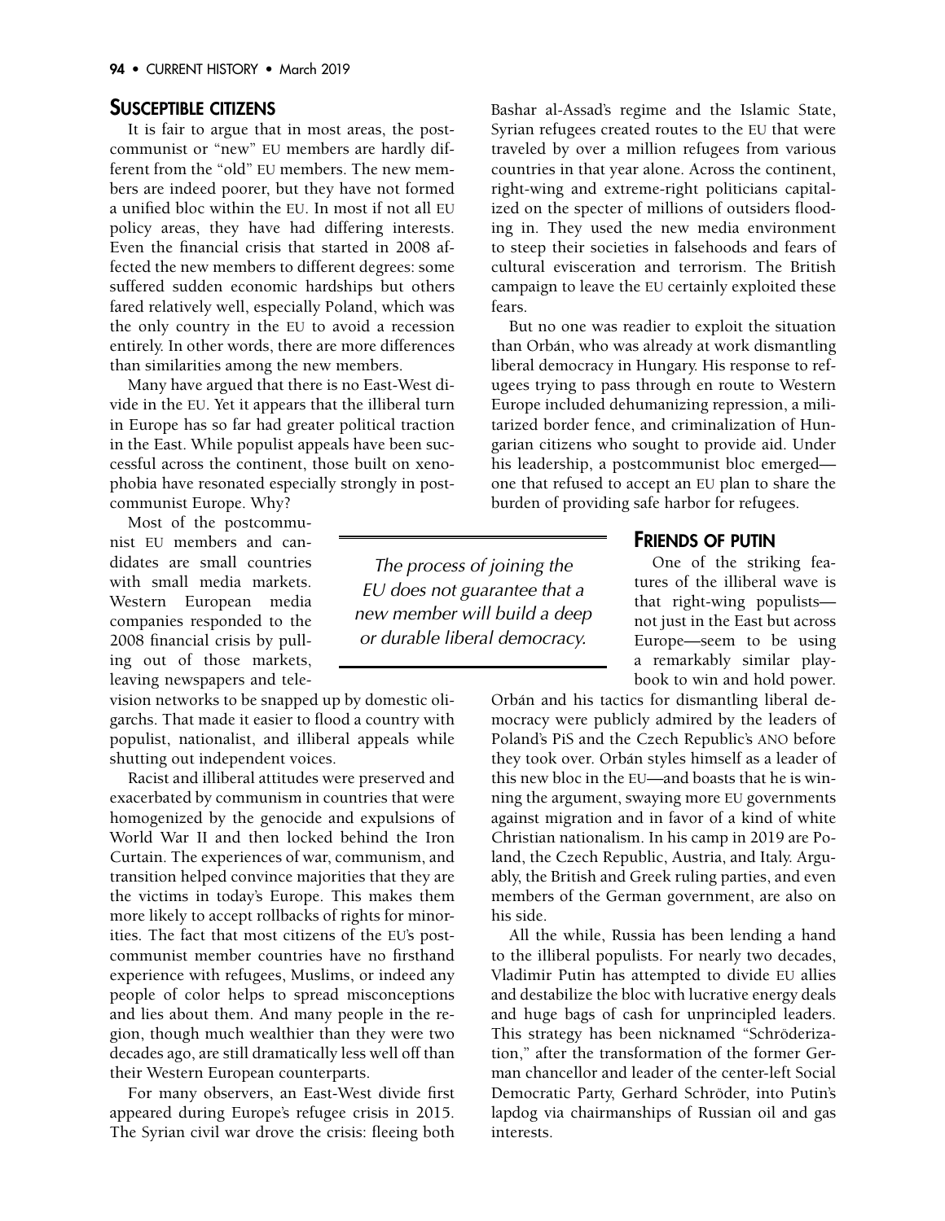## SUSCEPTIBLE CITIZENS

It is fair to argue that in most areas, the postcommunist or "new" EU members are hardly different from the "old" EU members. The new members are indeed poorer, but they have not formed a unified bloc within the EU. In most if not all EU policy areas, they have had differing interests. Even the financial crisis that started in 2008 affected the new members to different degrees: some suffered sudden economic hardships but others fared relatively well, especially Poland, which was the only country in the EU to avoid a recession entirely. In other words, there are more differences than similarities among the new members.

Many have argued that there is no East-West divide in the EU. Yet it appears that the illiberal turn in Europe has so far had greater political traction in the East. While populist appeals have been successful across the continent, those built on xenophobia have resonated especially strongly in postcommunist Europe. Why?

Most of the postcommunist EU members and candidates are small countries with small media markets. Western European media companies responded to the 2008 financial crisis by pulling out of those markets, leaving newspapers and television networks to be snapped up by domestic oligarchs. That made it easier to flood a country with populist, nationalist, and illiberal appeals while shutting out independent voices.

Racist and illiberal attitudes were preserved and exacerbated by communism in countries that were homogenized by the genocide and expulsions of World War II and then locked behind the Iron Curtain. The experiences of war, communism, and transition helped convince majorities that they are the victims in today's Europe. This makes them more likely to accept rollbacks of rights for minorities. The fact that most citizens of the EU's postcommunist member countries have no firsthand experience with refugees, Muslims, or indeed any people of color helps to spread misconceptions and lies about them. And many people in the region, though much wealthier than they were two decades ago, are still dramatically less well off than their Western European counterparts.

For many observers, an East-West divide first appeared during Europe's refugee crisis in 2015. The Syrian civil war drove the crisis: fleeing both Bashar al-Assad's regime and the Islamic State, Syrian refugees created routes to the EU that were traveled by over a million refugees from various countries in that year alone. Across the continent, right-wing and extreme-right politicians capitalized on the specter of millions of outsiders flooding in. They used the new media environment to steep their societies in falsehoods and fears of cultural evisceration and terrorism. The British campaign to leave the EU certainly exploited these fears.

But no one was readier to exploit the situation than Orbán, who was already at work dismantling liberal democracy in Hungary. His response to refugees trying to pass through en route to Western Europe included dehumanizing repression, a militarized border fence, and criminalization of Hungarian citizens who sought to provide aid. Under his leadership, a postcommunist bloc emerged—one that refused to accept an EU plan to share the burden of providing safe harbor for refugees.

*The process of joining the EU does not guarantee that a new member will build a deep or durable liberal democracy.*

## FRIENDS OF PUTIN

One of the striking features of the illiberal wave is that right-wing populists—not just in the East but across Europe—seem to be using a remarkably similar playbook to win and hold power. Orbán and his tactics for dismantling liberal democracy were publicly admired by the leaders of Poland's PiS and the Czech Republic's ANO before they took over. Orbán styles himself as a leader of this new bloc in the EU—and boasts that he is winning the argument, swaying more EU governments against migration and in favor of a kind of white Christian nationalism. In his camp in 2019 are Poland, the Czech Republic, Austria, and Italy. Arguably, the British and Greek ruling parties, and even members of the German government, are also on his side.

All the while, Russia has been lending a hand to the illiberal populists. For nearly two decades, Vladimir Putin has attempted to divide EU allies and destabilize the bloc with lucrative energy deals and huge bags of cash for unprincipled leaders. This strategy has been nicknamed "Schröderization," after the transformation of the former German chancellor and leader of the center-left Social Democratic Party, Gerhard Schröder, into Putin's lapdog via chairmanships of Russian oil and gas interests.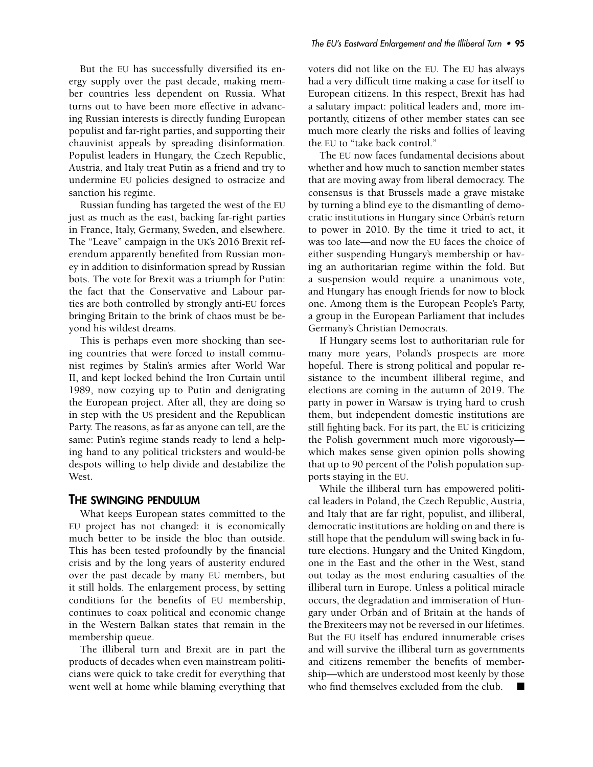But the EU has successfully diversified its energy supply over the past decade, making member countries less dependent on Russia. What turns out to have been more effective in advancing Russian interests is directly funding European populist and far-right parties, and supporting their chauvinist appeals by spreading disinformation. Populist leaders in Hungary, the Czech Republic, Austria, and Italy treat Putin as a friend and try to undermine EU policies designed to ostracize and sanction his regime.

Russian funding has targeted the west of the EU just as much as the east, backing far-right parties in France, Italy, Germany, Sweden, and elsewhere. The "Leave" campaign in the UK's 2016 Brexit referendum apparently benefited from Russian money in addition to disinformation spread by Russian bots. The vote for Brexit was a triumph for Putin: the fact that the Conservative and Labour parties are both controlled by strongly anti-EU forces bringing Britain to the brink of chaos must be beyond his wildest dreams.

This is perhaps even more shocking than seeing countries that were forced to install communist regimes by Stalin's armies after World War II, and kept locked behind the Iron Curtain until 1989, now cozying up to Putin and denigrating the European project. After all, they are doing so in step with the US president and the Republican Party. The reasons, as far as anyone can tell, are the same: Putin's regime stands ready to lend a helping hand to any political tricksters and would-be despots willing to help divide and destabilize the West.

## The swinging pendulum

What keeps European states committed to the EU project has not changed: it is economically much better to be inside the bloc than outside. This has been tested profoundly by the financial crisis and by the long years of austerity endured over the past decade by many EU members, but it still holds. The enlargement process, by setting conditions for the benefits of EU membership, continues to coax political and economic change in the Western Balkan states that remain in the membership queue.

The illiberal turn and Brexit are in part the products of decades when even mainstream politicians were quick to take credit for everything that went well at home while blaming everything that voters did not like on the EU. The EU has always had a very difficult time making a case for itself to European citizens. In this respect, Brexit has had a salutary impact: political leaders and, more importantly, citizens of other member states can see much more clearly the risks and follies of leaving the EU to "take back control."

The EU now faces fundamental decisions about whether and how much to sanction member states that are moving away from liberal democracy. The consensus is that Brussels made a grave mistake by turning a blind eye to the dismantling of democratic institutions in Hungary since Orbán's return to power in 2010. By the time it tried to act, it was too late—and now the EU faces the choice of either suspending Hungary's membership or having an authoritarian regime within the fold. But a suspension would require a unanimous vote, and Hungary has enough friends for now to block one. Among them is the European People's Party, a group in the European Parliament that includes Germany's Christian Democrats.

If Hungary seems lost to authoritarian rule for many more years, Poland's prospects are more hopeful. There is strong political and popular resistance to the incumbent illiberal regime, and elections are coming in the autumn of 2019. The party in power in Warsaw is trying hard to crush them, but independent domestic institutions are still fighting back. For its part, the EU is criticizing the Polish government much more vigorously—which makes sense given opinion polls showing that up to 90 percent of the Polish population supports staying in the EU.

While the illiberal turn has empowered political leaders in Poland, the Czech Republic, Austria, and Italy that are far right, populist, and illiberal, democratic institutions are holding on and there is still hope that the pendulum will swing back in future elections. Hungary and the United Kingdom, one in the East and the other in the West, stand out today as the most enduring casualties of the illiberal turn in Europe. Unless a political miracle occurs, the degradation and immiseration of Hungary under Orbán and of Britain at the hands of the Brexiteers may not be reversed in our lifetimes. But the EU itself has endured innumerable crises and will survive the illiberal turn as governments and citizens remember the benefits of membership—which are understood most keenly by those who find themselves excluded from the club. ■